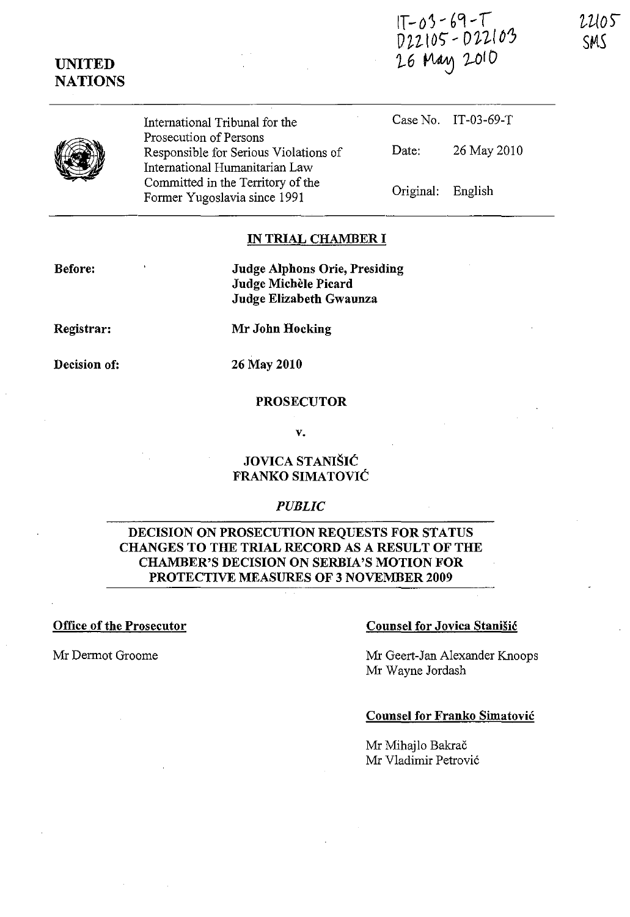IT-03-69-T
D22105 - D22103
26 May 2010

22105
SMS

**UNITED NATIONS**

| | | |
|---|---|---|
| International Tribunal for the Prosecution of Persons Responsible for Serious Violations of International Humanitarian Law Committed in the Territory of the Former Yugoslavia since 1991 | Case No. | IT-03-69-T |
| | Date: | 26 May 2010 |
| | Original: | English |

**IN TRIAL CHAMBER I**

**Before:** **Judge Alphons Orie, Presiding**
**Judge Michèle Picard**
**Judge Elizabeth Gwaunza**

**Registrar:** **Mr John Hocking**

**Decision of:** **26 May 2010**

**PROSECUTOR**

**v.**

**JOVICA STANIŠIĆ**
**FRANKO SIMATOVIĆ**

*PUBLIC*

**DECISION ON PROSECUTION REQUESTS FOR STATUS CHANGES TO THE TRIAL RECORD AS A RESULT OF THE CHAMBER'S DECISION ON SERBIA'S MOTION FOR PROTECTIVE MEASURES OF 3 NOVEMBER 2009**

**Office of the Prosecutor**

Mr Dermot Groome

**Counsel for Jovica Stanišić**

Mr Geert-Jan Alexander Knoops
Mr Wayne Jordash

**Counsel for Franko Simatović**

Mr Mihajlo Bakrač
Mr Vladimir Petrović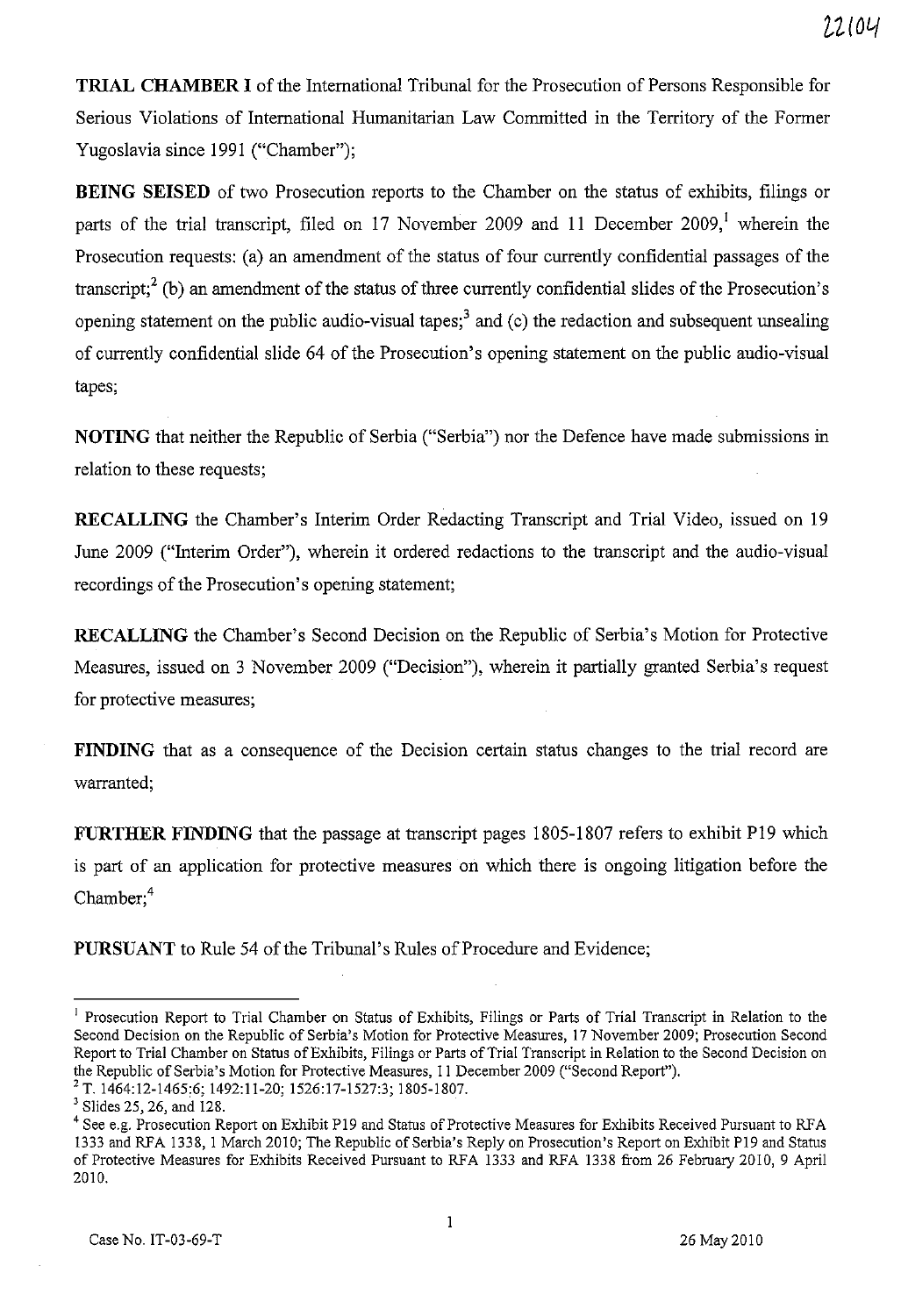**TRIAL CHAMBER I** of the International Tribunal for the Prosecution of Persons Responsible for Serious Violations of International Humanitarian Law Committed in the Territory of the Former Yugoslavia since 1991 ("Chamber");

**BEING SEISED** of two Prosecution reports to the Chamber on the status of exhibits, filings or parts of the trial transcript, filed on 17 November 2009 and 11 December 2009,[1] wherein the Prosecution requests: (a) an amendment of the status of four currently confidential passages of the transcript;[2] (b) an amendment of the status of three currently confidential slides of the Prosecution's opening statement on the public audio-visual tapes;[3] and (c) the redaction and subsequent unsealing of currently confidential slide 64 of the Prosecution's opening statement on the public audio-visual tapes;

**NOTING** that neither the Republic of Serbia ("Serbia") nor the Defence have made submissions in relation to these requests;

**RECALLING** the Chamber's Interim Order Redacting Transcript and Trial Video, issued on 19 June 2009 ("Interim Order"), wherein it ordered redactions to the transcript and the audio-visual recordings of the Prosecution's opening statement;

**RECALLING** the Chamber's Second Decision on the Republic of Serbia's Motion for Protective Measures, issued on 3 November 2009 ("Decision"), wherein it partially granted Serbia's request for protective measures;

**FINDING** that as a consequence of the Decision certain status changes to the trial record are warranted;

**FURTHER FINDING** that the passage at transcript pages 1805-1807 refers to exhibit P19 which is part of an application for protective measures on which there is ongoing litigation before the Chamber;[4]

**PURSUANT** to Rule 54 of the Tribunal's Rules of Procedure and Evidence;

---

[1] Prosecution Report to Trial Chamber on Status of Exhibits, Filings or Parts of Trial Transcript in Relation to the Second Decision on the Republic of Serbia's Motion for Protective Measures, 17 November 2009; Prosecution Second Report to Trial Chamber on Status of Exhibits, Filings or Parts of Trial Transcript in Relation to the Second Decision on the Republic of Serbia's Motion for Protective Measures, 11 December 2009 ("Second Report").

[2] T. 1464:12-1465:6; 1492:11-20; 1526:17-1527:3; 1805-1807.

[3] Slides 25, 26, and 128.

[4] See e.g. Prosecution Report on Exhibit P19 and Status of Protective Measures for Exhibits Received Pursuant to RFA 1333 and RFA 1338, 1 March 2010; The Republic of Serbia's Reply on Prosecution's Report on Exhibit P19 and Status of Protective Measures for Exhibits Received Pursuant to RFA 1333 and RFA 1338 from 26 February 2010, 9 April 2010.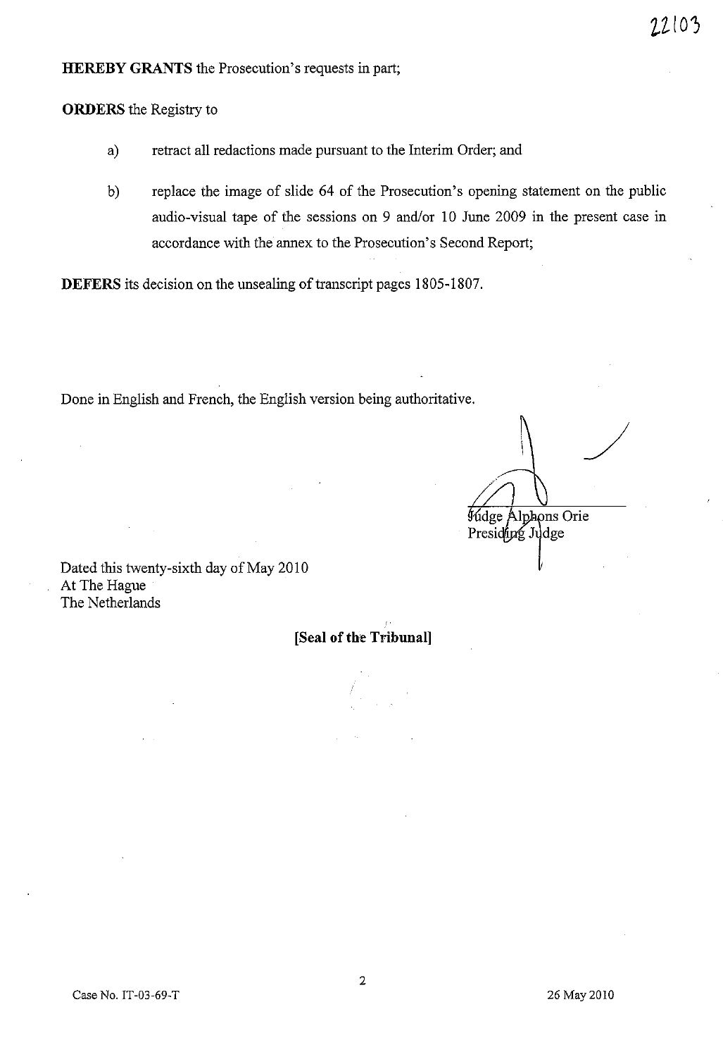**HEREBY GRANTS** the Prosecution's requests in part;

**ORDERS** the Registry to

a) retract all redactions made pursuant to the Interim Order; and

b) replace the image of slide 64 of the Prosecution's opening statement on the public audio-visual tape of the sessions on 9 and/or 10 June 2009 in the present case in accordance with the annex to the Prosecution's Second Report;

**DEFERS** its decision on the unsealing of transcript pages 1805-1807.

Done in English and French, the English version being authoritative.

Judge Alphons Orie
Presiding Judge

Dated this twenty-sixth day of May 2010
At The Hague
The Netherlands

**[Seal of the Tribunal]**